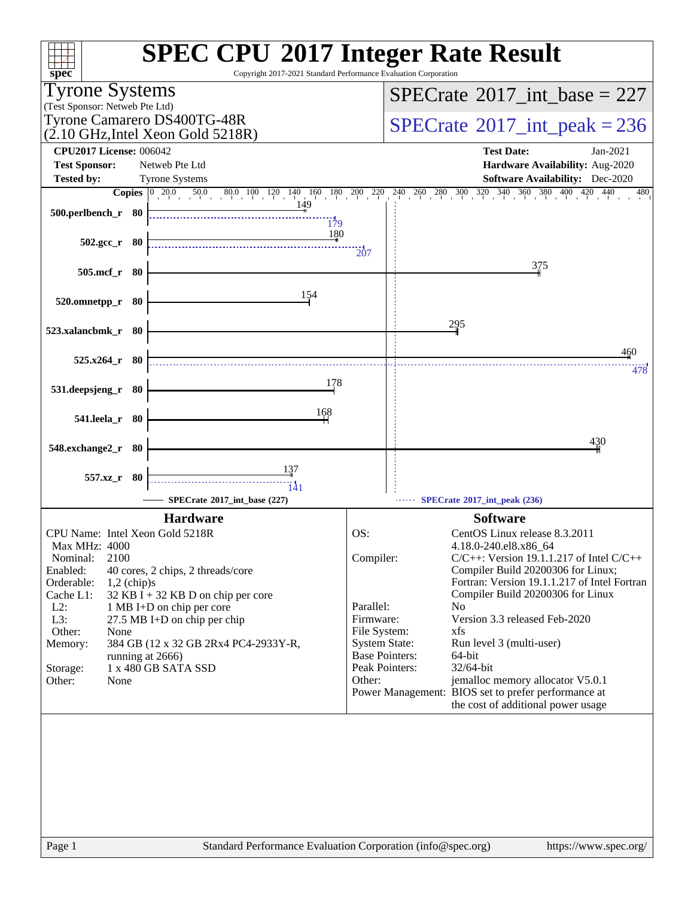# SPEC CPU 2017 Integer Rate Result

Copyright 2017-2021 Standard Performance Evaluation Corporation

**Tyrone Systems**
(Test Sponsor: Netweb Pte Ltd)
Tyrone Camarero DS400TG-48R
(2.10 GHz,Intel Xeon Gold 5218R)

**SPECrate 2017_int_base = 227**

**SPECrate 2017_int_peak = 236**

| | | | |
|---|---|---|---|
| **CPU2017 License:** | 006042 | **Test Date:** | Jan-2021 |
| **Test Sponsor:** | Netweb Pte Ltd | **Hardware Availability:** | Aug-2020 |
| **Tested by:** | Tyrone Systems | **Software Availability:** | Dec-2020 |

| Benchmark | Copies | Base | Peak |
|---|---|---|---|
| 500.perlbench_r | 80 | 149 | 179 |
| 502.gcc_r | 80 | 180 | 207 |
| 505.mcf_r | 80 | 375 | |
| 520.omnetpp_r | 80 | 154 | |
| 523.xalancbmk_r | 80 | 295 | |
| 525.x264_r | 80 | 460 | 478 |
| 531.deepsjeng_r | 80 | 178 | |
| 541.leela_r | 80 | 168 | |
| 548.exchange2_r | 80 | 430 | |
| 557.xz_r | 80 | 137 | 141 |

SPECrate 2017_int_base (227)    SPECrate 2017_int_peak (236)

## Hardware

- **CPU Name:** Intel Xeon Gold 5218R
- **Max MHz:** 4000
- **Nominal:** 2100
- **Enabled:** 40 cores, 2 chips, 2 threads/core
- **Orderable:** 1,2 (chip)s
- **Cache L1:** 32 KB I + 32 KB D on chip per core
- **L2:** 1 MB I+D on chip per core
- **L3:** 27.5 MB I+D on chip per chip
- **Other:** None
- **Memory:** 384 GB (12 x 32 GB 2Rx4 PC4-2933Y-R, running at 2666)
- **Storage:** 1 x 480 GB SATA SSD
- **Other:** None

## Software

- **OS:** CentOS Linux release 8.3.2011 4.18.0-240.el8.x86_64
- **Compiler:** C/C++: Version 19.1.1.217 of Intel C/C++ Compiler Build 20200306 for Linux; Fortran: Version 19.1.1.217 of Intel Fortran Compiler Build 20200306 for Linux
- **Parallel:** No
- **Firmware:** Version 3.3 released Feb-2020
- **File System:** xfs
- **System State:** Run level 3 (multi-user)
- **Base Pointers:** 64-bit
- **Peak Pointers:** 32/64-bit
- **Other:** jemalloc memory allocator V5.0.1
- **Power Management:** BIOS set to prefer performance at the cost of additional power usage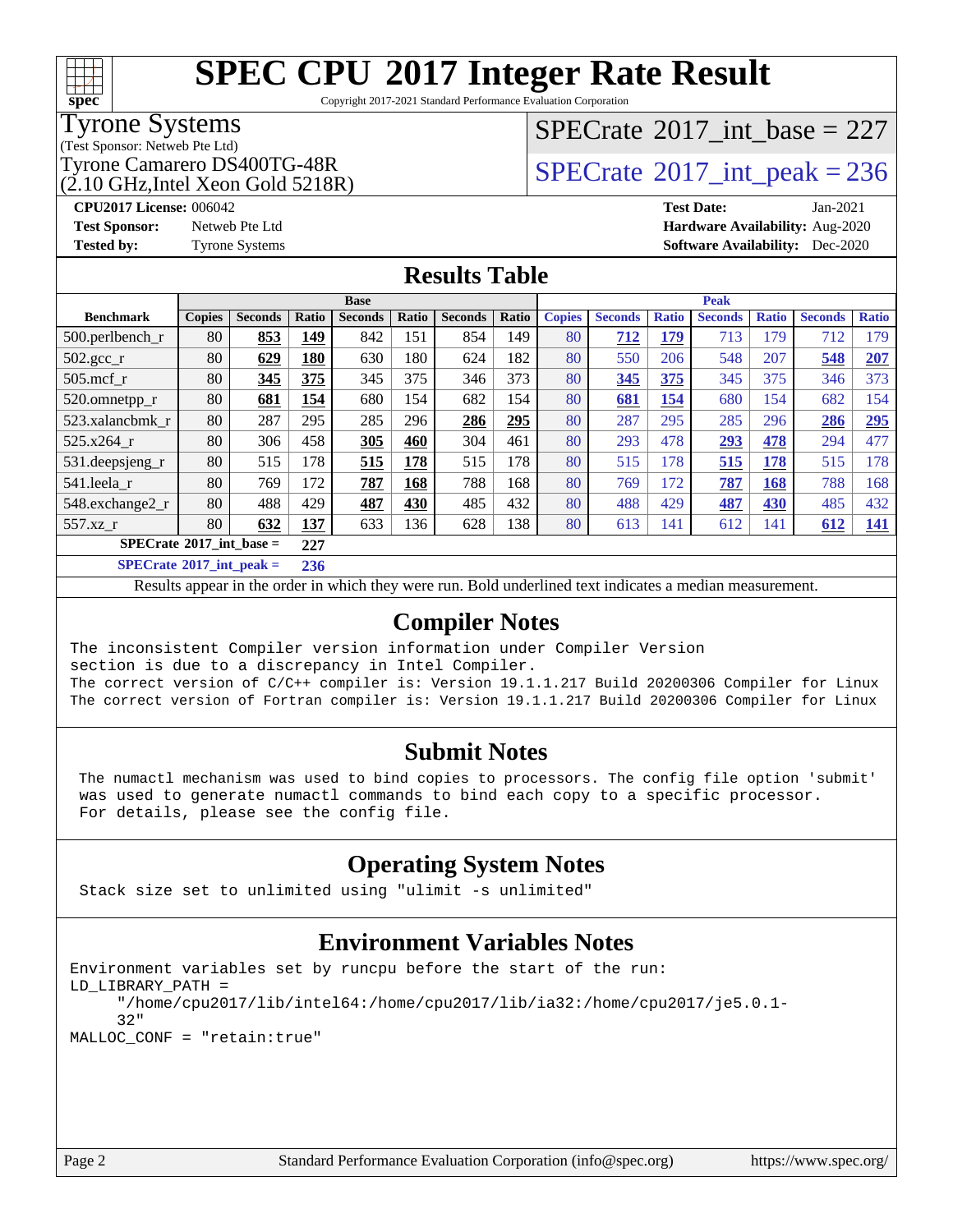# SPEC CPU 2017 Integer Rate Result

Copyright 2017-2021 Standard Performance Evaluation Corporation

**Tyrone Systems**
(Test Sponsor: Netweb Pte Ltd)
Tyrone Camarero DS400TG-48R
(2.10 GHz,Intel Xeon Gold 5218R)

SPECrate 2017_int_base = 227

SPECrate 2017_int_peak = 236

**CPU2017 License:** 006042
**Test Sponsor:** Netweb Pte Ltd
**Tested by:** Tyrone Systems

**Test Date:** Jan-2021
**Hardware Availability:** Aug-2020
**Software Availability:** Dec-2020

## Results Table

| Benchmark | Base | | | | | | | Peak | | | | | | |
|---|---|---|---|---|---|---|---|---|---|---|---|---|---|---|
| | Copies | Seconds | Ratio | Seconds | Ratio | Seconds | Ratio | Copies | Seconds | Ratio | Seconds | Ratio | Seconds | Ratio |
| 500.perlbench_r | 80 | **853** | **149** | 842 | 151 | 854 | 149 | 80 | **712** | **179** | 713 | 179 | 712 | 179 |
| 502.gcc_r | 80 | **629** | **180** | 630 | 180 | 624 | 182 | 80 | 550 | 206 | 548 | 207 | **548** | **207** |
| 505.mcf_r | 80 | **345** | **375** | 345 | 375 | 346 | 373 | 80 | **345** | **375** | 345 | 375 | 346 | 373 |
| 520.omnetpp_r | 80 | **681** | **154** | 680 | 154 | 682 | 154 | 80 | **681** | **154** | 680 | 154 | 682 | 154 |
| 523.xalancbmk_r | 80 | 287 | 295 | 285 | 296 | **286** | **295** | 80 | 287 | 295 | 285 | 296 | **286** | **295** |
| 525.x264_r | 80 | 306 | 458 | **305** | **460** | 304 | 461 | 80 | 293 | 478 | **293** | **478** | 294 | 477 |
| 531.deepsjeng_r | 80 | 515 | 178 | **515** | **178** | 515 | 178 | 80 | 515 | 178 | **515** | **178** | 515 | 178 |
| 541.leela_r | 80 | 769 | 172 | **787** | **168** | 788 | 168 | 80 | 769 | 172 | **787** | **168** | 788 | 168 |
| 548.exchange2_r | 80 | 488 | 429 | **487** | **430** | 485 | 432 | 80 | 488 | 429 | **487** | **430** | 485 | 432 |
| 557.xz_r | 80 | **632** | **137** | 633 | 136 | 628 | 138 | 80 | 613 | 141 | 612 | 141 | **612** | **141** |

**SPECrate 2017_int_base = 227**

**SPECrate 2017_int_peak = 236**

Results appear in the order in which they were run. Bold underlined text indicates a median measurement.

## Compiler Notes

```
The inconsistent Compiler version information under Compiler Version
section is due to a discrepancy in Intel Compiler.
The correct version of C/C++ compiler is: Version 19.1.1.217 Build 20200306 Compiler for Linux
The correct version of Fortran compiler is: Version 19.1.1.217 Build 20200306 Compiler for Linux
```

## Submit Notes

```
The numactl mechanism was used to bind copies to processors. The config file option 'submit'
was used to generate numactl commands to bind each copy to a specific processor.
For details, please see the config file.
```

## Operating System Notes

```
Stack size set to unlimited using "ulimit -s unlimited"
```

## Environment Variables Notes

```
Environment variables set by runcpu before the start of the run:
LD_LIBRARY_PATH =
     "/home/cpu2017/lib/intel64:/home/cpu2017/lib/ia32:/home/cpu2017/je5.0.1-
     32"
MALLOC_CONF = "retain:true"
```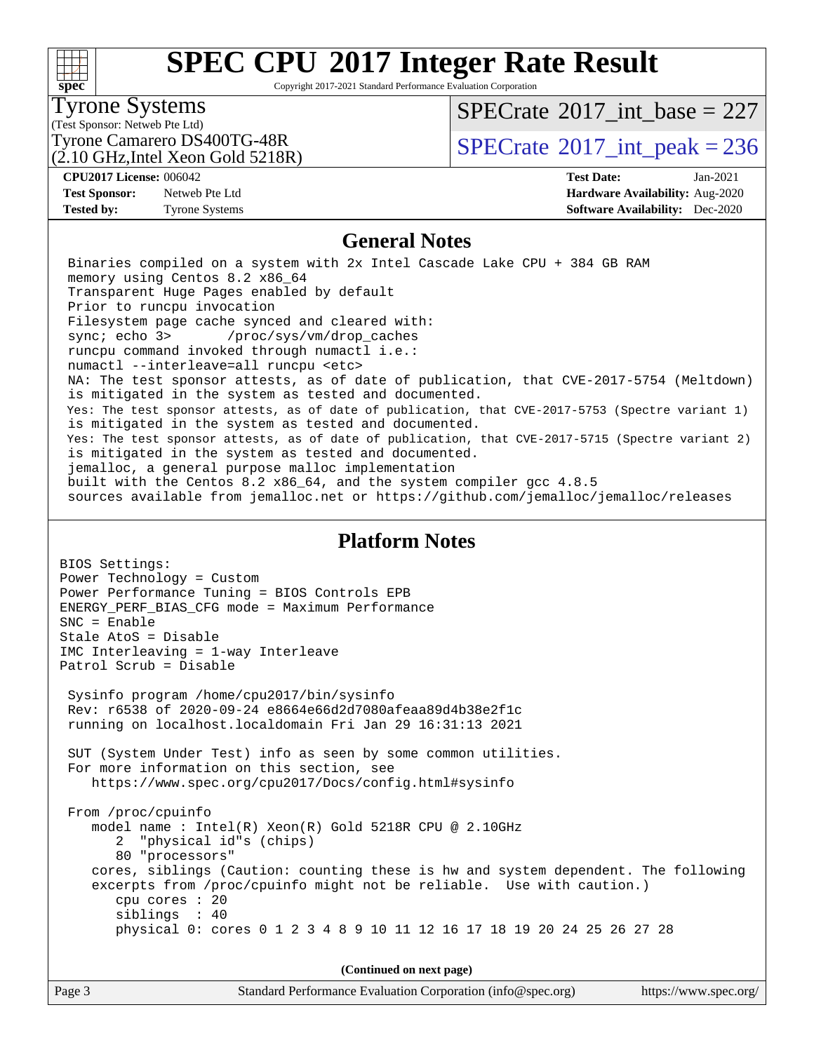# SPEC CPU 2017 Integer Rate Result

Copyright 2017-2021 Standard Performance Evaluation Corporation

**Tyrone Systems**
(Test Sponsor: Netweb Pte Ltd)
Tyrone Camarero DS400TG-48R
(2.10 GHz,Intel Xeon Gold 5218R)

SPECrate 2017_int_base = 227
SPECrate 2017_int_peak = 236

**CPU2017 License:** 006042
**Test Sponsor:** Netweb Pte Ltd
**Tested by:** Tyrone Systems

**Test Date:** Jan-2021
**Hardware Availability:** Aug-2020
**Software Availability:** Dec-2020

## General Notes

```
Binaries compiled on a system with 2x Intel Cascade Lake CPU + 384 GB RAM
memory using Centos 8.2 x86_64
Transparent Huge Pages enabled by default
Prior to runcpu invocation
Filesystem page cache synced and cleared with:
sync; echo 3>       /proc/sys/vm/drop_caches
runcpu command invoked through numactl i.e.:
numactl --interleave=all runcpu <etc>
NA: The test sponsor attests, as of date of publication, that CVE-2017-5754 (Meltdown)
is mitigated in the system as tested and documented.
Yes: The test sponsor attests, as of date of publication, that CVE-2017-5753 (Spectre variant 1)
is mitigated in the system as tested and documented.
Yes: The test sponsor attests, as of date of publication, that CVE-2017-5715 (Spectre variant 2)
is mitigated in the system as tested and documented.
jemalloc, a general purpose malloc implementation
built with the Centos 8.2 x86_64, and the system compiler gcc 4.8.5
sources available from jemalloc.net or https://github.com/jemalloc/jemalloc/releases
```

## Platform Notes

```
BIOS Settings:
Power Technology = Custom
Power Performance Tuning = BIOS Controls EPB
ENERGY_PERF_BIAS_CFG mode = Maximum Performance
SNC = Enable
Stale AtoS = Disable
IMC Interleaving = 1-way Interleave
Patrol Scrub = Disable

 Sysinfo program /home/cpu2017/bin/sysinfo
 Rev: r6538 of 2020-09-24 e8664e66d2d7080afeaa89d4b38e2f1c
 running on localhost.localdomain Fri Jan 29 16:31:13 2021

 SUT (System Under Test) info as seen by some common utilities.
 For more information on this section, see
    https://www.spec.org/cpu2017/Docs/config.html#sysinfo

 From /proc/cpuinfo
    model name : Intel(R) Xeon(R) Gold 5218R CPU @ 2.10GHz
       2  "physical id"s (chips)
       80 "processors"
    cores, siblings (Caution: counting these is hw and system dependent. The following
    excerpts from /proc/cpuinfo might not be reliable.  Use with caution.)
       cpu cores : 20
       siblings  : 40
       physical 0: cores 0 1 2 3 4 8 9 10 11 12 16 17 18 19 20 24 25 26 27 28
```

**(Continued on next page)**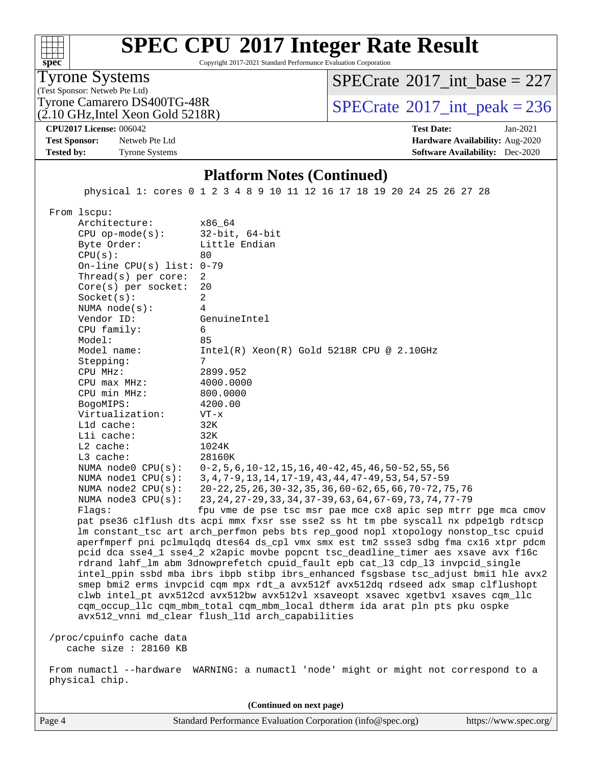# SPEC CPU 2017 Integer Rate Result

Copyright 2017-2021 Standard Performance Evaluation Corporation

**Tyrone Systems**
(Test Sponsor: Netweb Pte Ltd)
Tyrone Camarero DS400TG-48R
(2.10 GHz,Intel Xeon Gold 5218R)

SPECrate 2017_int_base = 227
SPECrate 2017_int_peak = 236

**CPU2017 License:** 006042
**Test Sponsor:** Netweb Pte Ltd
**Tested by:** Tyrone Systems
**Test Date:** Jan-2021
**Hardware Availability:** Aug-2020
**Software Availability:** Dec-2020

## Platform Notes (Continued)

```
        physical 1: cores 0 1 2 3 4 8 9 10 11 12 16 17 18 19 20 24 25 26 27 28

 From lscpu:
      Architecture:        x86_64
      CPU op-mode(s):      32-bit, 64-bit
      Byte Order:          Little Endian
      CPU(s):              80
      On-line CPU(s) list: 0-79
      Thread(s) per core:  2
      Core(s) per socket:  20
      Socket(s):           2
      NUMA node(s):        4
      Vendor ID:           GenuineIntel
      CPU family:          6
      Model:               85
      Model name:          Intel(R) Xeon(R) Gold 5218R CPU @ 2.10GHz
      Stepping:            7
      CPU MHz:             2899.952
      CPU max MHz:         4000.0000
      CPU min MHz:         800.0000
      BogoMIPS:            4200.00
      Virtualization:      VT-x
      L1d cache:           32K
      L1i cache:           32K
      L2 cache:            1024K
      L3 cache:            28160K
      NUMA node0 CPU(s):   0-2,5,6,10-12,15,16,40-42,45,46,50-52,55,56
      NUMA node1 CPU(s):   3,4,7-9,13,14,17-19,43,44,47-49,53,54,57-59
      NUMA node2 CPU(s):   20-22,25,26,30-32,35,36,60-62,65,66,70-72,75,76
      NUMA node3 CPU(s):   23,24,27-29,33,34,37-39,63,64,67-69,73,74,77-79
      Flags:               fpu vme de pse tsc msr pae mce cx8 apic sep mtrr pge mca cmov
      pat pse36 clflush dts acpi mmx fxsr sse sse2 ss ht tm pbe syscall nx pdpe1gb rdtscp
      lm constant_tsc art arch_perfmon pebs bts rep_good nopl xtopology nonstop_tsc cpuid
      aperfmperf pni pclmulqdq dtes64 ds_cpl vmx smx est tm2 ssse3 sdbg fma cx16 xtpr pdcm
      pcid dca sse4_1 sse4_2 x2apic movbe popcnt tsc_deadline_timer aes xsave avx f16c
      rdrand lahf_lm abm 3dnowprefetch cpuid_fault epb cat_l3 cdp_l3 invpcid_single
      intel_ppin ssbd mba ibrs ibpb stibp ibrs_enhanced fsgsbase tsc_adjust bmi1 hle avx2
      smep bmi2 erms invpcid cqm mpx rdt_a avx512f avx512dq rdseed adx smap clflushopt
      clwb intel_pt avx512cd avx512bw avx512vl xsaveopt xsavec xgetbv1 xsaves cqm_llc
      cqm_occup_llc cqm_mbm_total cqm_mbm_local dtherm ida arat pln pts pku ospke
      avx512_vnni md_clear flush_l1d arch_capabilities

 /proc/cpuinfo cache data
    cache size : 28160 KB

 From numactl --hardware  WARNING: a numactl 'node' might or might not correspond to a
 physical chip.
```

(Continued on next page)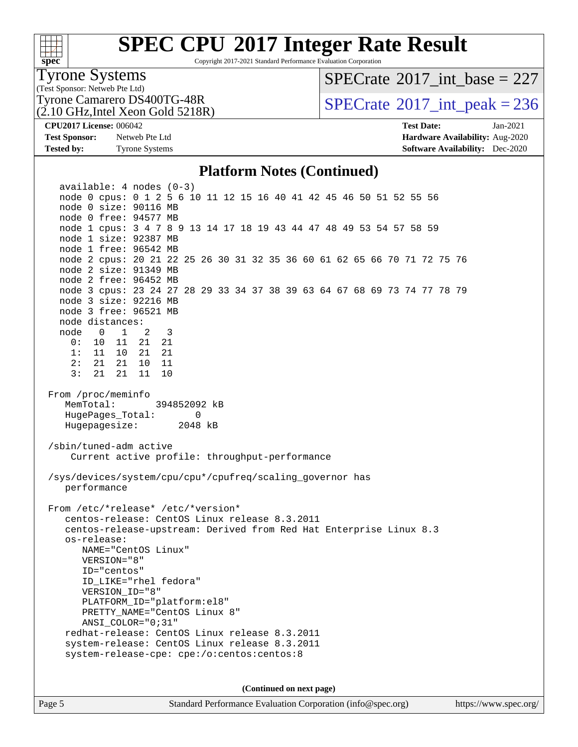# SPEC CPU 2017 Integer Rate Result

Copyright 2017-2021 Standard Performance Evaluation Corporation

**Tyrone Systems**
(Test Sponsor: Netweb Pte Ltd)
Tyrone Camarero DS400TG-48R
(2.10 GHz,Intel Xeon Gold 5218R)

SPECrate 2017_int_base = 227
SPECrate 2017_int_peak = 236

| | | | |
|---|---|---|---|
| **CPU2017 License:** | 006042 | **Test Date:** | Jan-2021 |
| **Test Sponsor:** | Netweb Pte Ltd | **Hardware Availability:** | Aug-2020 |
| **Tested by:** | Tyrone Systems | **Software Availability:** | Dec-2020 |

## Platform Notes (Continued)

```
   available: 4 nodes (0-3)
   node 0 cpus: 0 1 2 5 6 10 11 12 15 16 40 41 42 45 46 50 51 52 55 56
   node 0 size: 90116 MB
   node 0 free: 94577 MB
   node 1 cpus: 3 4 7 8 9 13 14 17 18 19 43 44 47 48 49 53 54 57 58 59
   node 1 size: 92387 MB
   node 1 free: 96542 MB
   node 2 cpus: 20 21 22 25 26 30 31 32 35 36 60 61 62 65 66 70 71 72 75 76
   node 2 size: 91349 MB
   node 2 free: 96452 MB
   node 3 cpus: 23 24 27 28 29 33 34 37 38 39 63 64 67 68 69 73 74 77 78 79
   node 3 size: 92216 MB
   node 3 free: 96521 MB
   node distances:
   node   0   1   2   3
     0:  10  11  21  21
     1:  11  10  21  21
     2:  21  21  10  11
     3:  21  21  11  10

 From /proc/meminfo
    MemTotal:       394852092 kB
    HugePages_Total:       0
    Hugepagesize:       2048 kB

 /sbin/tuned-adm active
     Current active profile: throughput-performance

 /sys/devices/system/cpu/cpu*/cpufreq/scaling_governor has
    performance

 From /etc/*release* /etc/*version*
    centos-release: CentOS Linux release 8.3.2011
    centos-release-upstream: Derived from Red Hat Enterprise Linux 8.3
    os-release:
       NAME="CentOS Linux"
       VERSION="8"
       ID="centos"
       ID_LIKE="rhel fedora"
       VERSION_ID="8"
       PLATFORM_ID="platform:el8"
       PRETTY_NAME="CentOS Linux 8"
       ANSI_COLOR="0;31"
    redhat-release: CentOS Linux release 8.3.2011
    system-release: CentOS Linux release 8.3.2011
    system-release-cpe: cpe:/o:centos:centos:8
```

**(Continued on next page)**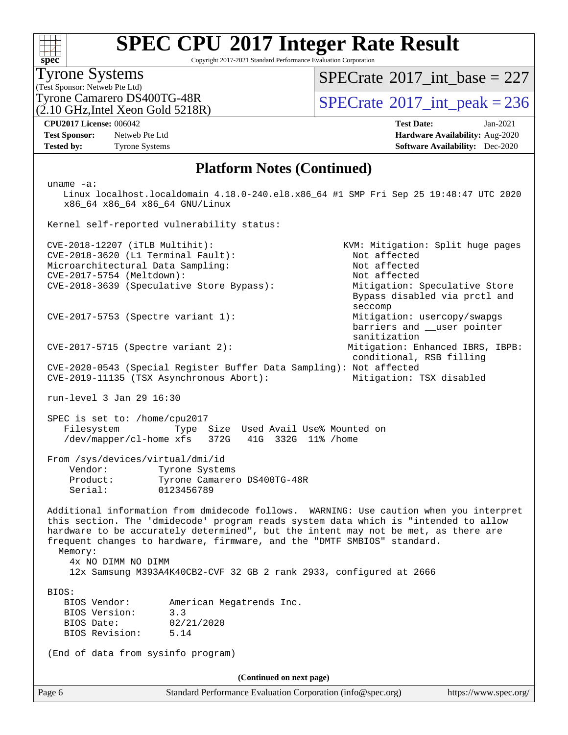# SPEC CPU 2017 Integer Rate Result

Copyright 2017-2021 Standard Performance Evaluation Corporation

**Tyrone Systems**
(Test Sponsor: Netweb Pte Ltd)
Tyrone Camarero DS400TG-48R
(2.10 GHz,Intel Xeon Gold 5218R)

SPECrate 2017_int_base = 227
SPECrate 2017_int_peak = 236

| | | | |
|---|---|---|---|
| **CPU2017 License:** | 006042 | **Test Date:** | Jan-2021 |
| **Test Sponsor:** | Netweb Pte Ltd | **Hardware Availability:** | Aug-2020 |
| **Tested by:** | Tyrone Systems | **Software Availability:** | Dec-2020 |

## Platform Notes (Continued)

```
uname -a:
   Linux localhost.localdomain 4.18.0-240.el8.x86_64 #1 SMP Fri Sep 25 19:48:47 UTC 2020
   x86_64 x86_64 x86_64 GNU/Linux

Kernel self-reported vulnerability status:

CVE-2018-12207 (iTLB Multihit):                          KVM: Mitigation: Split huge pages
CVE-2018-3620 (L1 Terminal Fault):                         Not affected
Microarchitectural Data Sampling:                          Not affected
CVE-2017-5754 (Meltdown):                                  Not affected
CVE-2018-3639 (Speculative Store Bypass):                  Mitigation: Speculative Store
                                                           Bypass disabled via prctl and
                                                           seccomp
CVE-2017-5753 (Spectre variant 1):                         Mitigation: usercopy/swapgs
                                                           barriers and __user pointer
                                                           sanitization
CVE-2017-5715 (Spectre variant 2):                        Mitigation: Enhanced IBRS, IBPB:
                                                           conditional, RSB filling
CVE-2020-0543 (Special Register Buffer Data Sampling): Not affected
CVE-2019-11135 (TSX Asynchronous Abort):                   Mitigation: TSX disabled

run-level 3 Jan 29 16:30

SPEC is set to: /home/cpu2017
   Filesystem          Type  Size  Used Avail Use% Mounted on
   /dev/mapper/cl-home xfs   372G   41G  332G  11% /home

From /sys/devices/virtual/dmi/id
    Vendor:         Tyrone Systems
    Product:        Tyrone Camarero DS400TG-48R
    Serial:         0123456789

Additional information from dmidecode follows.  WARNING: Use caution when you interpret
this section. The 'dmidecode' program reads system data which is "intended to allow
hardware to be accurately determined", but the intent may not be met, as there are
frequent changes to hardware, firmware, and the "DMTF SMBIOS" standard.
  Memory:
    4x NO DIMM NO DIMM
    12x Samsung M393A4K40CB2-CVF 32 GB 2 rank 2933, configured at 2666

BIOS:
   BIOS Vendor:       American Megatrends Inc.
   BIOS Version:      3.3
   BIOS Date:         02/21/2020
   BIOS Revision:     5.14

(End of data from sysinfo program)
```

**(Continued on next page)**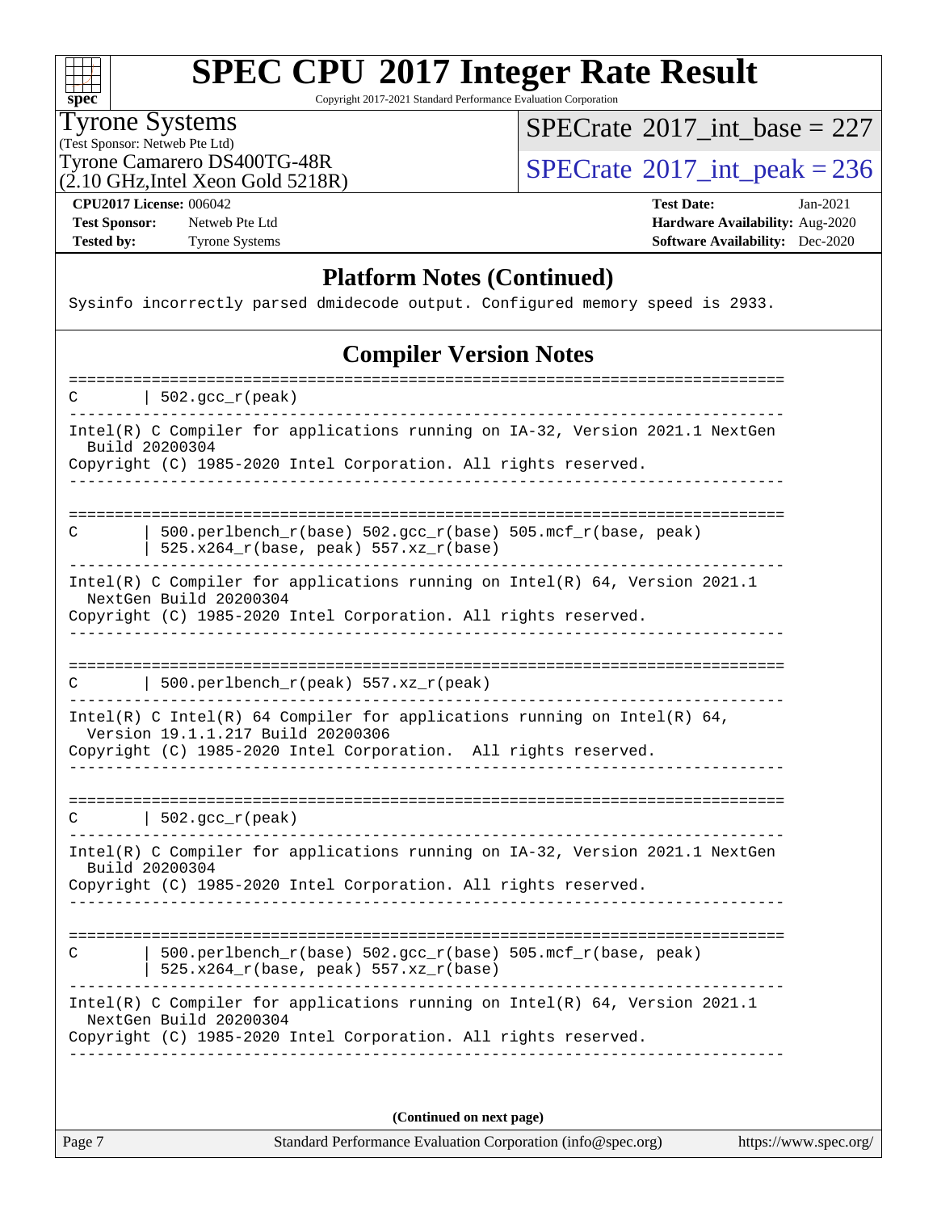# SPEC CPU 2017 Integer Rate Result

Copyright 2017-2021 Standard Performance Evaluation Corporation

**Tyrone Systems**
(Test Sponsor: Netweb Pte Ltd)
Tyrone Camarero DS400TG-48R
(2.10 GHz,Intel Xeon Gold 5218R)

SPECrate 2017_int_base = 227
SPECrate 2017_int_peak = 236

**CPU2017 License:** 006042
**Test Sponsor:** Netweb Pte Ltd
**Tested by:** Tyrone Systems

**Test Date:** Jan-2021
**Hardware Availability:** Aug-2020
**Software Availability:** Dec-2020

## Platform Notes (Continued)

```
Sysinfo incorrectly parsed dmidecode output. Configured memory speed is 2933.
```

## Compiler Version Notes

```
==============================================================================
C       | 502.gcc_r(peak)
------------------------------------------------------------------------------
Intel(R) C Compiler for applications running on IA-32, Version 2021.1 NextGen
  Build 20200304
Copyright (C) 1985-2020 Intel Corporation. All rights reserved.
------------------------------------------------------------------------------

==============================================================================
C       | 500.perlbench_r(base) 502.gcc_r(base) 505.mcf_r(base, peak)
        | 525.x264_r(base, peak) 557.xz_r(base)
------------------------------------------------------------------------------
Intel(R) C Compiler for applications running on Intel(R) 64, Version 2021.1
  NextGen Build 20200304
Copyright (C) 1985-2020 Intel Corporation. All rights reserved.
------------------------------------------------------------------------------

==============================================================================
C       | 500.perlbench_r(peak) 557.xz_r(peak)
------------------------------------------------------------------------------
Intel(R) C Intel(R) 64 Compiler for applications running on Intel(R) 64,
  Version 19.1.1.217 Build 20200306
Copyright (C) 1985-2020 Intel Corporation.  All rights reserved.
------------------------------------------------------------------------------

==============================================================================
C       | 502.gcc_r(peak)
------------------------------------------------------------------------------
Intel(R) C Compiler for applications running on IA-32, Version 2021.1 NextGen
  Build 20200304
Copyright (C) 1985-2020 Intel Corporation. All rights reserved.
------------------------------------------------------------------------------

==============================================================================
C       | 500.perlbench_r(base) 502.gcc_r(base) 505.mcf_r(base, peak)
        | 525.x264_r(base, peak) 557.xz_r(base)
------------------------------------------------------------------------------
Intel(R) C Compiler for applications running on Intel(R) 64, Version 2021.1
  NextGen Build 20200304
Copyright (C) 1985-2020 Intel Corporation. All rights reserved.
------------------------------------------------------------------------------
```

**(Continued on next page)**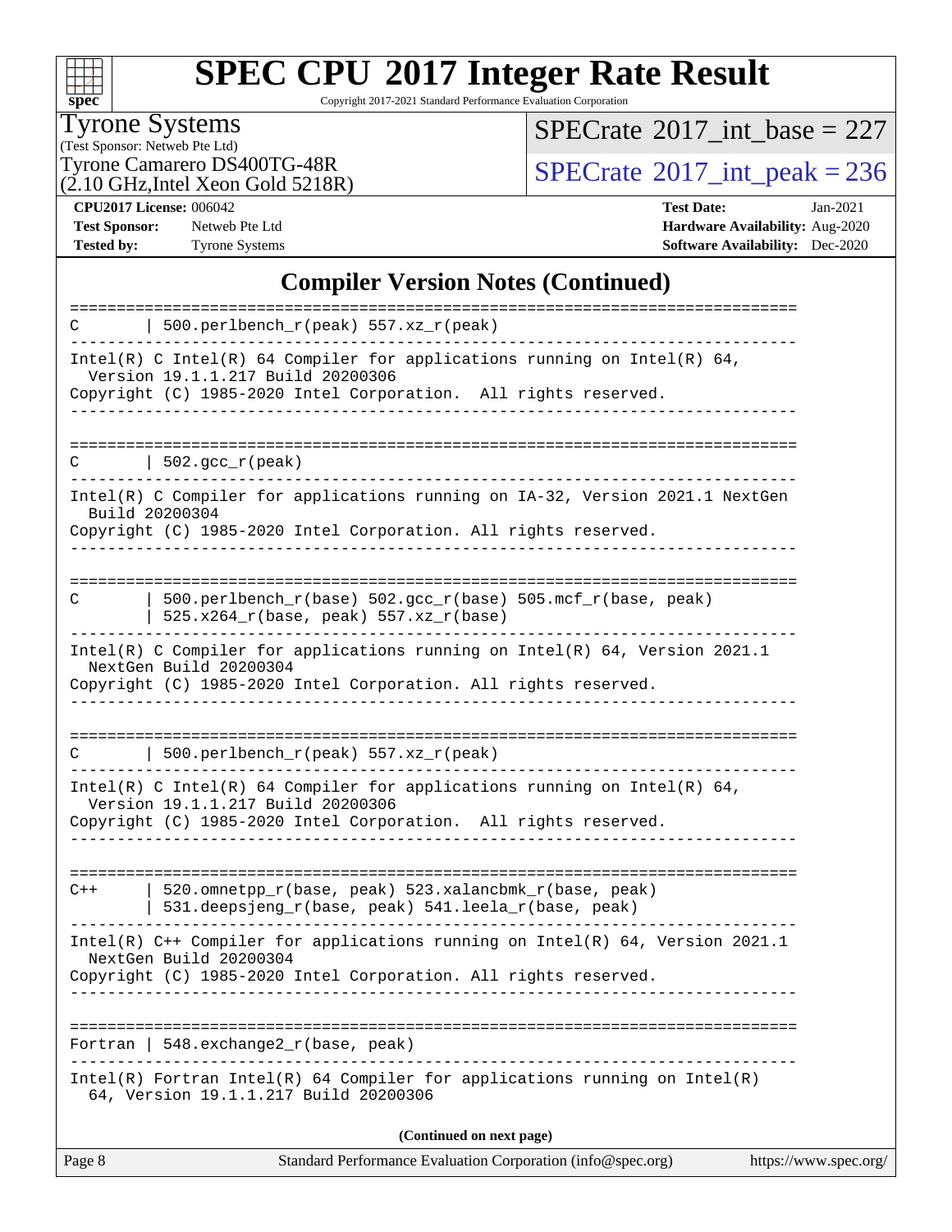## Compiler Version Notes (Continued)

```
==============================================================================
C       | 500.perlbench_r(peak) 557.xz_r(peak)
------------------------------------------------------------------------------
Intel(R) C Intel(R) 64 Compiler for applications running on Intel(R) 64,
  Version 19.1.1.217 Build 20200306
Copyright (C) 1985-2020 Intel Corporation.  All rights reserved.
------------------------------------------------------------------------------

==============================================================================
C       | 502.gcc_r(peak)
------------------------------------------------------------------------------
Intel(R) C Compiler for applications running on IA-32, Version 2021.1 NextGen
  Build 20200304
Copyright (C) 1985-2020 Intel Corporation. All rights reserved.
------------------------------------------------------------------------------

==============================================================================
C       | 500.perlbench_r(base) 502.gcc_r(base) 505.mcf_r(base, peak)
        | 525.x264_r(base, peak) 557.xz_r(base)
------------------------------------------------------------------------------
Intel(R) C Compiler for applications running on Intel(R) 64, Version 2021.1
  NextGen Build 20200304
Copyright (C) 1985-2020 Intel Corporation. All rights reserved.
------------------------------------------------------------------------------

==============================================================================
C       | 500.perlbench_r(peak) 557.xz_r(peak)
------------------------------------------------------------------------------
Intel(R) C Intel(R) 64 Compiler for applications running on Intel(R) 64,
  Version 19.1.1.217 Build 20200306
Copyright (C) 1985-2020 Intel Corporation.  All rights reserved.
------------------------------------------------------------------------------

==============================================================================
C++     | 520.omnetpp_r(base, peak) 523.xalancbmk_r(base, peak)
        | 531.deepsjeng_r(base, peak) 541.leela_r(base, peak)
------------------------------------------------------------------------------
Intel(R) C++ Compiler for applications running on Intel(R) 64, Version 2021.1
  NextGen Build 20200304
Copyright (C) 1985-2020 Intel Corporation. All rights reserved.
------------------------------------------------------------------------------

==============================================================================
Fortran | 548.exchange2_r(base, peak)
------------------------------------------------------------------------------
Intel(R) Fortran Intel(R) 64 Compiler for applications running on Intel(R)
  64, Version 19.1.1.217 Build 20200306
```

(Continued on next page)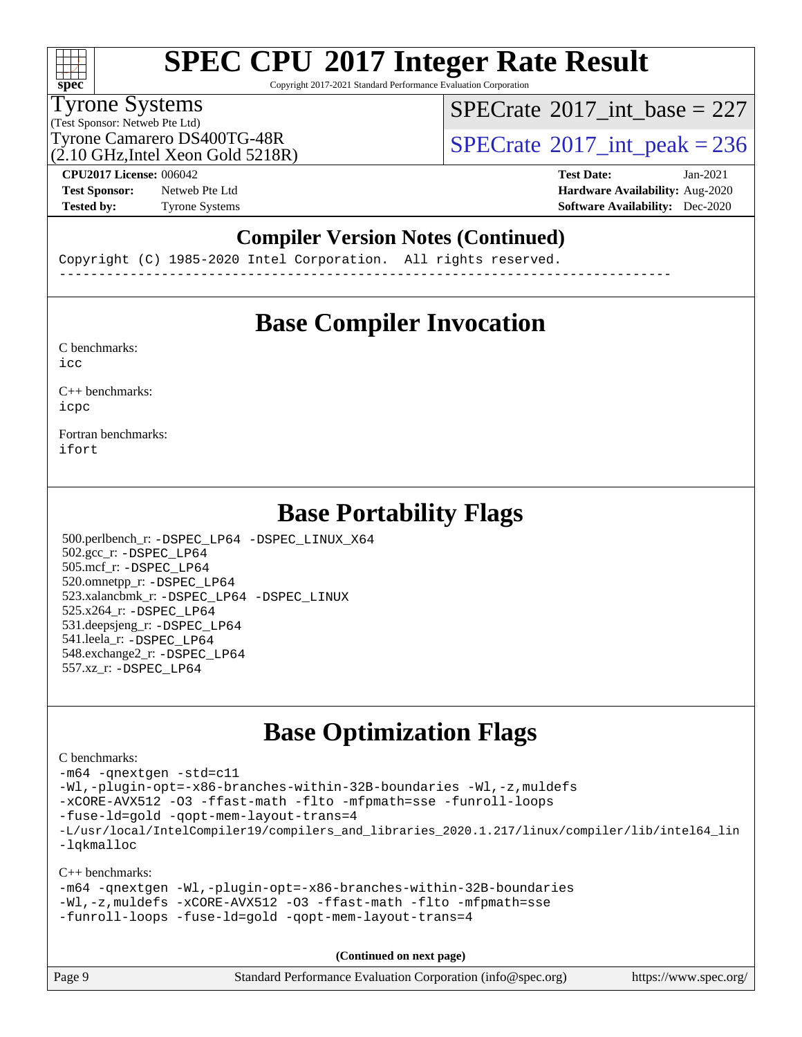## Compiler Version Notes (Continued)

```
Copyright (C) 1985-2020 Intel Corporation.  All rights reserved.
------------------------------------------------------------------------------
```

## Base Compiler Invocation

C benchmarks:
icc

C++ benchmarks:
icpc

Fortran benchmarks:
ifort

## Base Portability Flags

500.perlbench_r: -DSPEC_LP64 -DSPEC_LINUX_X64
502.gcc_r: -DSPEC_LP64
505.mcf_r: -DSPEC_LP64
520.omnetpp_r: -DSPEC_LP64
523.xalancbmk_r: -DSPEC_LP64 -DSPEC_LINUX
525.x264_r: -DSPEC_LP64
531.deepsjeng_r: -DSPEC_LP64
541.leela_r: -DSPEC_LP64
548.exchange2_r: -DSPEC_LP64
557.xz_r: -DSPEC_LP64

## Base Optimization Flags

C benchmarks:

```
-m64 -qnextgen -std=c11
-Wl,-plugin-opt=-x86-branches-within-32B-boundaries -Wl,-z,muldefs
-xCORE-AVX512 -O3 -ffast-math -flto -mfpmath=sse -funroll-loops
-fuse-ld=gold -qopt-mem-layout-trans=4
-L/usr/local/IntelCompiler19/compilers_and_libraries_2020.1.217/linux/compiler/lib/intel64_lin
-lqkmalloc
```

C++ benchmarks:

```
-m64 -qnextgen -Wl,-plugin-opt=-x86-branches-within-32B-boundaries
-Wl,-z,muldefs -xCORE-AVX512 -O3 -ffast-math -flto -mfpmath=sse
-funroll-loops -fuse-ld=gold -qopt-mem-layout-trans=4
```

**(Continued on next page)**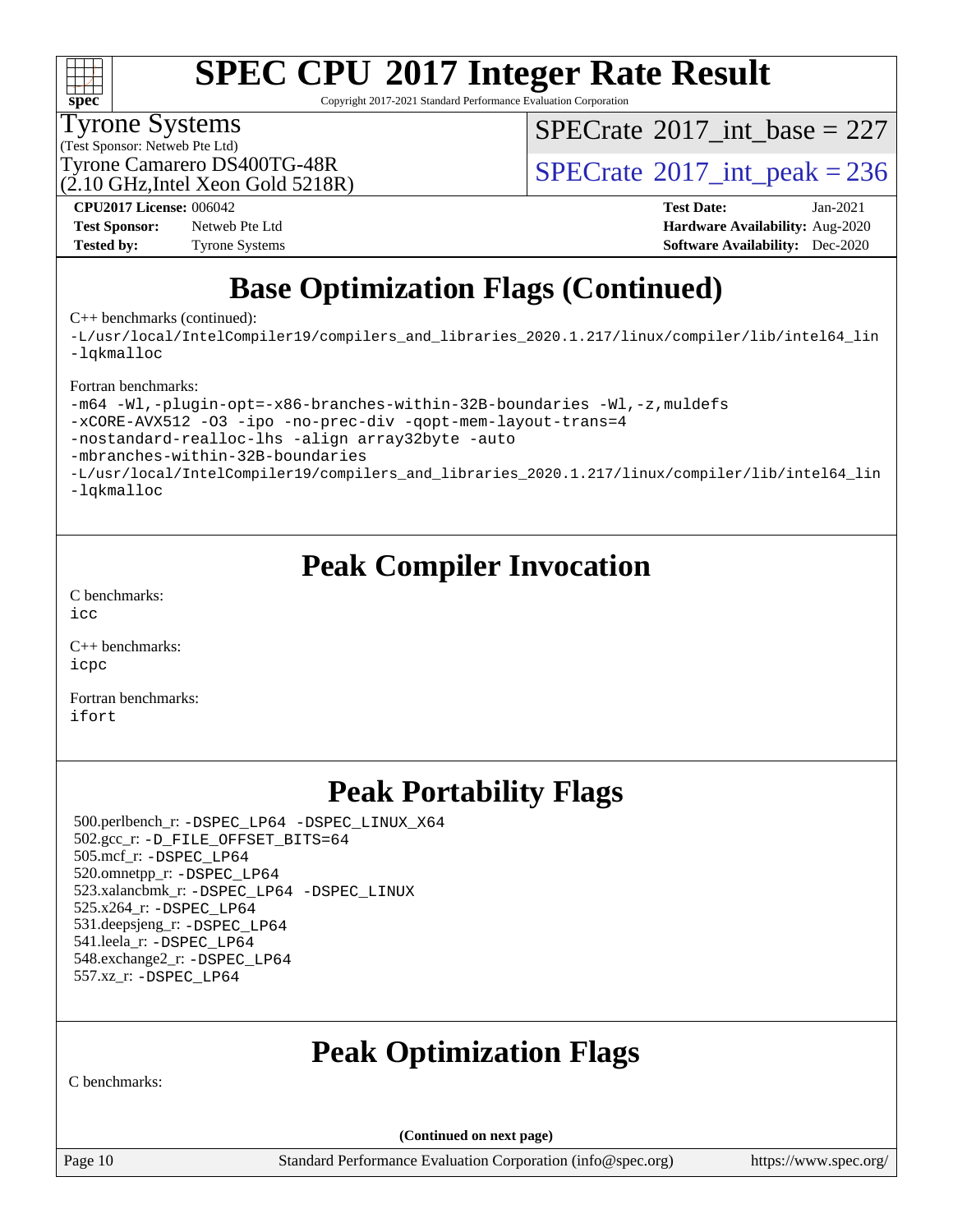# Base Optimization Flags (Continued)

C++ benchmarks (continued):

```
-L/usr/local/IntelCompiler19/compilers_and_libraries_2020.1.217/linux/compiler/lib/intel64_lin
-lqkmalloc
```

Fortran benchmarks:

```
-m64 -Wl,-plugin-opt=-x86-branches-within-32B-boundaries -Wl,-z,muldefs
-xCORE-AVX512 -O3 -ipo -no-prec-div -qopt-mem-layout-trans=4
-nostandard-realloc-lhs -align array32byte -auto
-mbranches-within-32B-boundaries
-L/usr/local/IntelCompiler19/compilers_and_libraries_2020.1.217/linux/compiler/lib/intel64_lin
-lqkmalloc
```

# Peak Compiler Invocation

C benchmarks:
`icc`

C++ benchmarks:
`icpc`

Fortran benchmarks:
`ifort`

# Peak Portability Flags

500.perlbench_r: `-DSPEC_LP64 -DSPEC_LINUX_X64`
502.gcc_r: `-D_FILE_OFFSET_BITS=64`
505.mcf_r: `-DSPEC_LP64`
520.omnetpp_r: `-DSPEC_LP64`
523.xalancbmk_r: `-DSPEC_LP64 -DSPEC_LINUX`
525.x264_r: `-DSPEC_LP64`
531.deepsjeng_r: `-DSPEC_LP64`
541.leela_r: `-DSPEC_LP64`
548.exchange2_r: `-DSPEC_LP64`
557.xz_r: `-DSPEC_LP64`

# Peak Optimization Flags

C benchmarks:

**(Continued on next page)**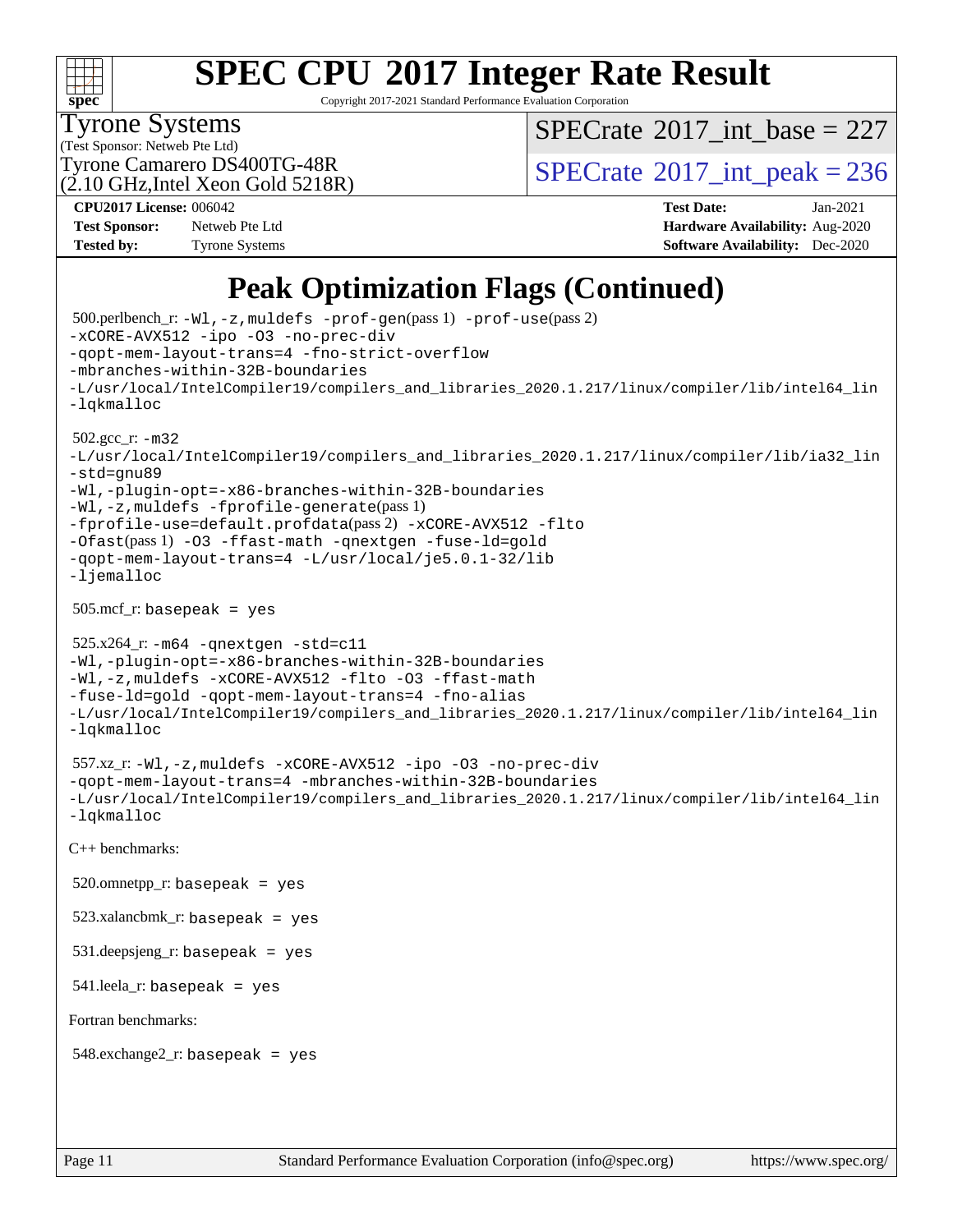# SPEC CPU 2017 Integer Rate Result

Copyright 2017-2021 Standard Performance Evaluation Corporation

**Tyrone Systems**
(Test Sponsor: Netweb Pte Ltd)
Tyrone Camarero DS400TG-48R
(2.10 GHz,Intel Xeon Gold 5218R)

SPECrate 2017_int_base = 227
SPECrate 2017_int_peak = 236

| | | | |
|---|---|---|---|
| **CPU2017 License:** | 006042 | **Test Date:** | Jan-2021 |
| **Test Sponsor:** | Netweb Pte Ltd | **Hardware Availability:** | Aug-2020 |
| **Tested by:** | Tyrone Systems | **Software Availability:** | Dec-2020 |

## Peak Optimization Flags (Continued)

500.perlbench_r: -Wl,-z,muldefs -prof-gen(pass 1) -prof-use(pass 2) -xCORE-AVX512 -ipo -O3 -no-prec-div -qopt-mem-layout-trans=4 -fno-strict-overflow -mbranches-within-32B-boundaries -L/usr/local/IntelCompiler19/compilers_and_libraries_2020.1.217/linux/compiler/lib/intel64_lin -lqkmalloc

502.gcc_r: -m32 -L/usr/local/IntelCompiler19/compilers_and_libraries_2020.1.217/linux/compiler/lib/ia32_lin -std=gnu89 -Wl,-plugin-opt=-x86-branches-within-32B-boundaries -Wl,-z,muldefs -fprofile-generate(pass 1) -fprofile-use=default.profdata(pass 2) -xCORE-AVX512 -flto -Ofast(pass 1) -O3 -ffast-math -qnextgen -fuse-ld=gold -qopt-mem-layout-trans=4 -L/usr/local/je5.0.1-32/lib -ljemalloc

505.mcf_r: basepeak = yes

525.x264_r: -m64 -qnextgen -std=c11 -Wl,-plugin-opt=-x86-branches-within-32B-boundaries -Wl,-z,muldefs -xCORE-AVX512 -flto -O3 -ffast-math -fuse-ld=gold -qopt-mem-layout-trans=4 -fno-alias -L/usr/local/IntelCompiler19/compilers_and_libraries_2020.1.217/linux/compiler/lib/intel64_lin -lqkmalloc

557.xz_r: -Wl,-z,muldefs -xCORE-AVX512 -ipo -O3 -no-prec-div -qopt-mem-layout-trans=4 -mbranches-within-32B-boundaries -L/usr/local/IntelCompiler19/compilers_and_libraries_2020.1.217/linux/compiler/lib/intel64_lin -lqkmalloc

C++ benchmarks:

520.omnetpp_r: basepeak = yes

523.xalancbmk_r: basepeak = yes

531.deepsjeng_r: basepeak = yes

541.leela_r: basepeak = yes

Fortran benchmarks:

548.exchange2_r: basepeak = yes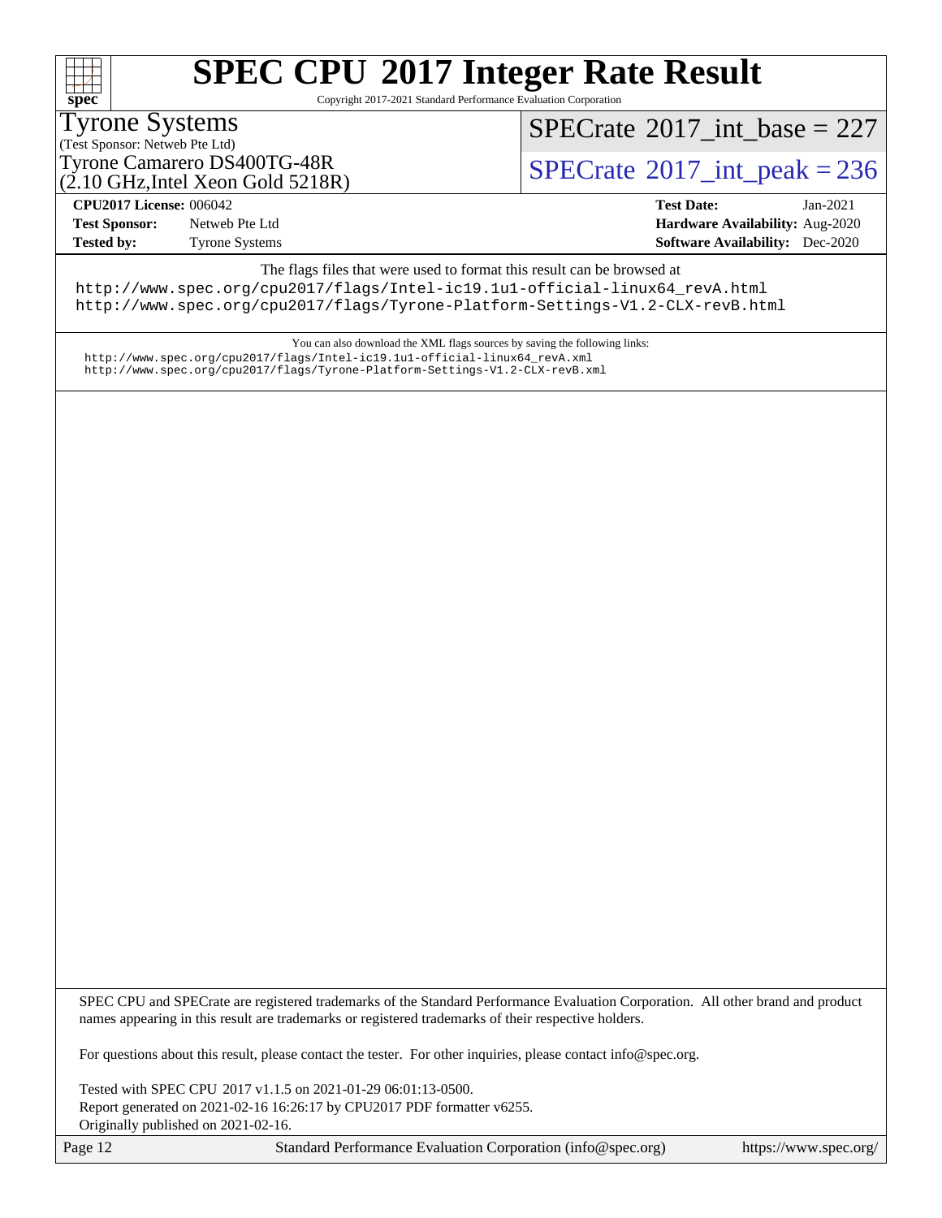The flags files that were used to format this result can be browsed at

http://www.spec.org/cpu2017/flags/Intel-ic19.1u1-official-linux64_revA.html
http://www.spec.org/cpu2017/flags/Tyrone-Platform-Settings-V1.2-CLX-revB.html

You can also download the XML flags sources by saving the following links:

http://www.spec.org/cpu2017/flags/Intel-ic19.1u1-official-linux64_revA.xml
http://www.spec.org/cpu2017/flags/Tyrone-Platform-Settings-V1.2-CLX-revB.xml

SPEC CPU and SPECrate are registered trademarks of the Standard Performance Evaluation Corporation. All other brand and product names appearing in this result are trademarks or registered trademarks of their respective holders.

For questions about this result, please contact the tester. For other inquiries, please contact info@spec.org.

Tested with SPEC CPU 2017 v1.1.5 on 2021-01-29 06:01:13-0500.
Report generated on 2021-02-16 16:26:17 by CPU2017 PDF formatter v6255.
Originally published on 2021-02-16.